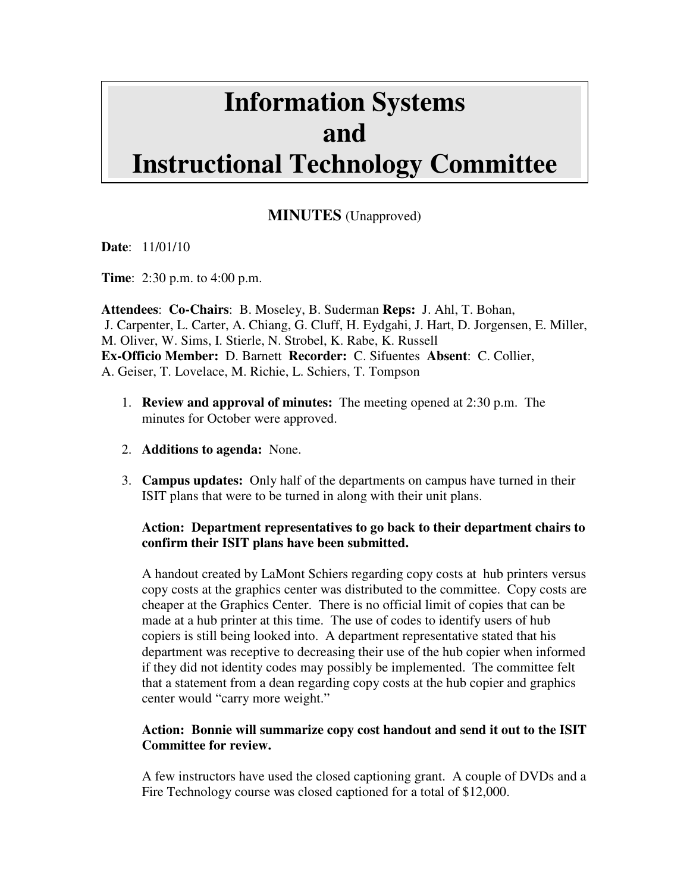# Information Systems and Instructional Technology Committee

## MINUTES (Unapproved)

**Date**: 11/01/10

**Time**: 2:30 p.m. to 4:00 p.m.

**Attendees**: **Co-Chairs**: B. Moseley, B. Suderman **Reps:** J. Ahl, T. Bohan, J. Carpenter, L. Carter, A. Chiang, G. Cluff, H. Eydgahi, J. Hart, D. Jorgensen, E. Miller, M. Oliver, W. Sims, I. Stierle, N. Strobel, K. Rabe, K. Russell
**Ex-Officio Member:** D. Barnett **Recorder:** C. Sifuentes **Absent**: C. Collier, A. Geiser, T. Lovelace, M. Richie, L. Schiers, T. Tompson

1. **Review and approval of minutes:** The meeting opened at 2:30 p.m. The minutes for October were approved.

2. **Additions to agenda:** None.

3. **Campus updates:** Only half of the departments on campus have turned in their ISIT plans that were to be turned in along with their unit plans.

   **Action: Department representatives to go back to their department chairs to confirm their ISIT plans have been submitted.**

   A handout created by LaMont Schiers regarding copy costs at hub printers versus copy costs at the graphics center was distributed to the committee. Copy costs are cheaper at the Graphics Center. There is no official limit of copies that can be made at a hub printer at this time. The use of codes to identify users of hub copiers is still being looked into. A department representative stated that his department was receptive to decreasing their use of the hub copier when informed if they did not identity codes may possibly be implemented. The committee felt that a statement from a dean regarding copy costs at the hub copier and graphics center would "carry more weight."

   **Action: Bonnie will summarize copy cost handout and send it out to the ISIT Committee for review.**

   A few instructors have used the closed captioning grant. A couple of DVDs and a Fire Technology course was closed captioned for a total of $12,000.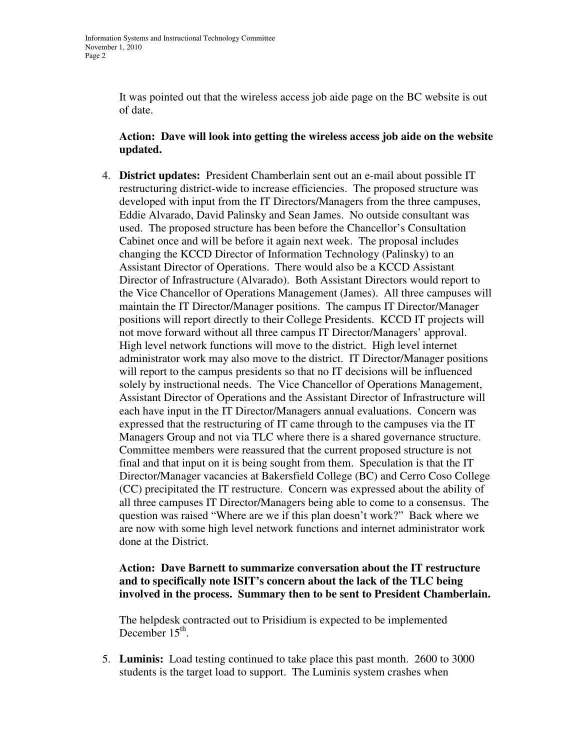It was pointed out that the wireless access job aide page on the BC website is out of date.

**Action: Dave will look into getting the wireless access job aide on the website updated.**

4. **District updates:** President Chamberlain sent out an e-mail about possible IT restructuring district-wide to increase efficiencies. The proposed structure was developed with input from the IT Directors/Managers from the three campuses, Eddie Alvarado, David Palinsky and Sean James. No outside consultant was used. The proposed structure has been before the Chancellor's Consultation Cabinet once and will be before it again next week. The proposal includes changing the KCCD Director of Information Technology (Palinsky) to an Assistant Director of Operations. There would also be a KCCD Assistant Director of Infrastructure (Alvarado). Both Assistant Directors would report to the Vice Chancellor of Operations Management (James). All three campuses will maintain the IT Director/Manager positions. The campus IT Director/Manager positions will report directly to their College Presidents. KCCD IT projects will not move forward without all three campus IT Director/Managers' approval. High level network functions will move to the district. High level internet administrator work may also move to the district. IT Director/Manager positions will report to the campus presidents so that no IT decisions will be influenced solely by instructional needs. The Vice Chancellor of Operations Management, Assistant Director of Operations and the Assistant Director of Infrastructure will each have input in the IT Director/Managers annual evaluations. Concern was expressed that the restructuring of IT came through to the campuses via the IT Managers Group and not via TLC where there is a shared governance structure. Committee members were reassured that the current proposed structure is not final and that input on it is being sought from them. Speculation is that the IT Director/Manager vacancies at Bakersfield College (BC) and Cerro Coso College (CC) precipitated the IT restructure. Concern was expressed about the ability of all three campuses IT Director/Managers being able to come to a consensus. The question was raised "Where are we if this plan doesn't work?" Back where we are now with some high level network functions and internet administrator work done at the District.

   **Action: Dave Barnett to summarize conversation about the IT restructure and to specifically note ISIT's concern about the lack of the TLC being involved in the process. Summary then to be sent to President Chamberlain.**

   The helpdesk contracted out to Prisidium is expected to be implemented December 15th.

5. **Luminis:** Load testing continued to take place this past month. 2600 to 3000 students is the target load to support. The Luminis system crashes when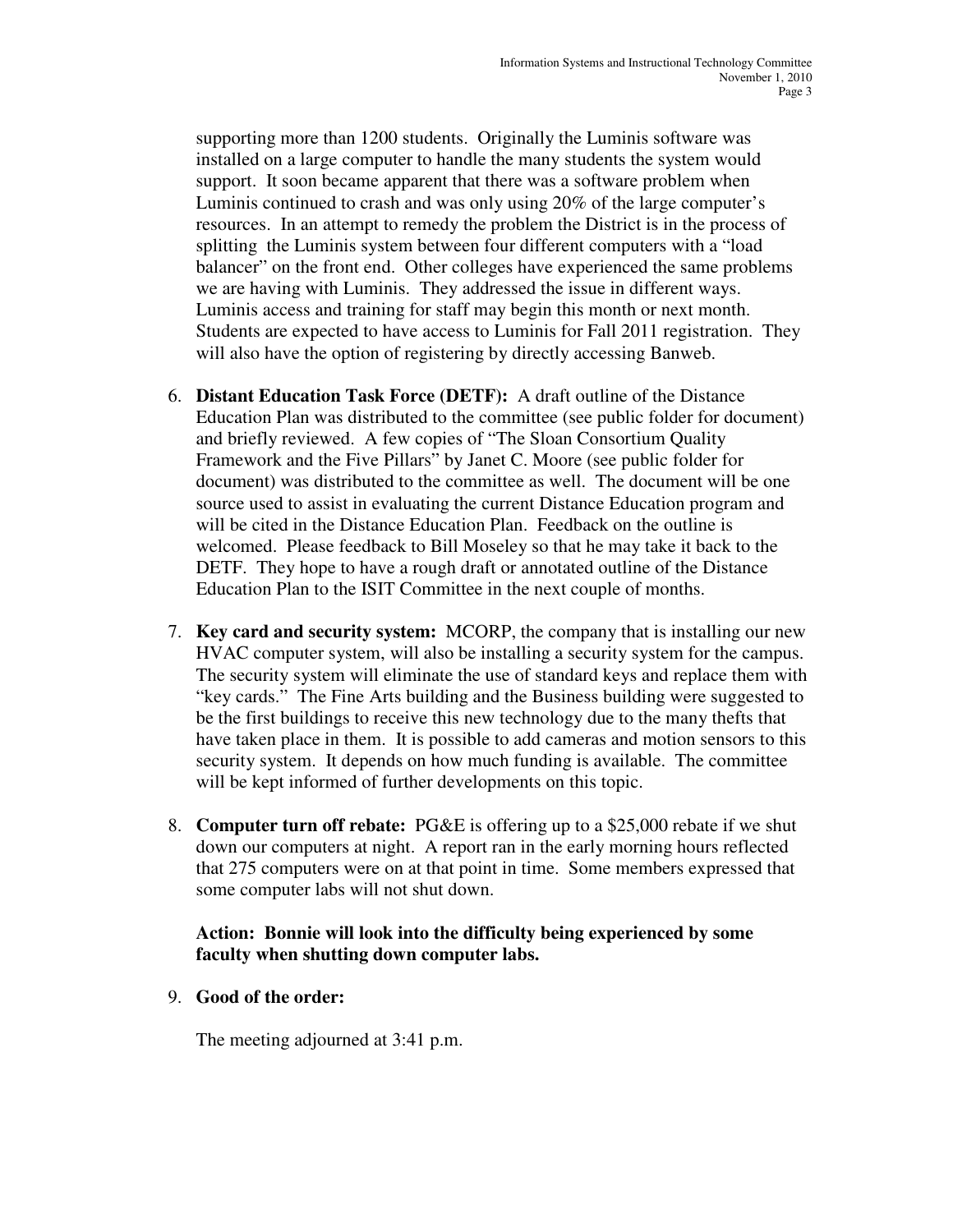supporting more than 1200 students. Originally the Luminis software was installed on a large computer to handle the many students the system would support. It soon became apparent that there was a software problem when Luminis continued to crash and was only using 20% of the large computer's resources. In an attempt to remedy the problem the District is in the process of splitting the Luminis system between four different computers with a "load balancer" on the front end. Other colleges have experienced the same problems we are having with Luminis. They addressed the issue in different ways. Luminis access and training for staff may begin this month or next month. Students are expected to have access to Luminis for Fall 2011 registration. They will also have the option of registering by directly accessing Banweb.

6. **Distant Education Task Force (DETF):** A draft outline of the Distance Education Plan was distributed to the committee (see public folder for document) and briefly reviewed. A few copies of "The Sloan Consortium Quality Framework and the Five Pillars" by Janet C. Moore (see public folder for document) was distributed to the committee as well. The document will be one source used to assist in evaluating the current Distance Education program and will be cited in the Distance Education Plan. Feedback on the outline is welcomed. Please feedback to Bill Moseley so that he may take it back to the DETF. They hope to have a rough draft or annotated outline of the Distance Education Plan to the ISIT Committee in the next couple of months.

7. **Key card and security system:** MCORP, the company that is installing our new HVAC computer system, will also be installing a security system for the campus. The security system will eliminate the use of standard keys and replace them with "key cards." The Fine Arts building and the Business building were suggested to be the first buildings to receive this new technology due to the many thefts that have taken place in them. It is possible to add cameras and motion sensors to this security system. It depends on how much funding is available. The committee will be kept informed of further developments on this topic.

8. **Computer turn off rebate:** PG&E is offering up to a $25,000 rebate if we shut down our computers at night. A report ran in the early morning hours reflected that 275 computers were on at that point in time. Some members expressed that some computer labs will not shut down.

   **Action: Bonnie will look into the difficulty being experienced by some faculty when shutting down computer labs.**

9. **Good of the order:**

   The meeting adjourned at 3:41 p.m.